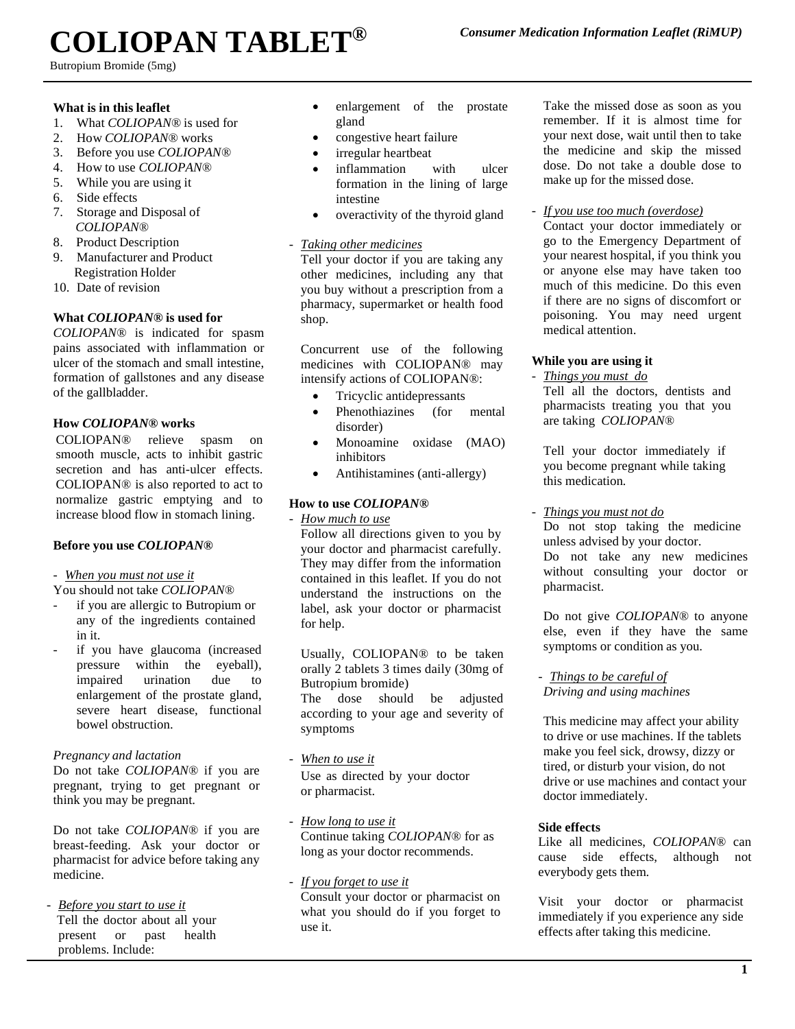# COLIOPAN TABLET®

*Consumer Medication Information Leaflet (RiMUP)*

Butropium Bromide (5mg)

**What is in this leaflet**

1. What *COLIOPAN®* is used for
2. How *COLIOPAN®* works
3. Before you use *COLIOPAN®*
4. How to use *COLIOPAN®*
5. While you are using it
6. Side effects
7. Storage and Disposal of *COLIOPAN®*
8. Product Description
9. Manufacturer and Product Registration Holder
10. Date of revision

**What *COLIOPAN®* is used for**

*COLIOPAN®* is indicated for spasm pains associated with inflammation or ulcer of the stomach and small intestine, formation of gallstones and any disease of the gallbladder.

**How *COLIOPAN®* works**

COLIOPAN® relieve spasm on smooth muscle, acts to inhibit gastric secretion and has anti-ulcer effects. COLIOPAN® is also reported to act to normalize gastric emptying and to increase blood flow in stomach lining.

**Before you use *COLIOPAN®***

- *When you must not use it*

You should not take *COLIOPAN®*

- if you are allergic to Butropium or any of the ingredients contained in it.
- if you have glaucoma (increased pressure within the eyeball), impaired urination due to enlargement of the prostate gland, severe heart disease, functional bowel obstruction.

*Pregnancy and lactation*

Do not take *COLIOPAN®* if you are pregnant, trying to get pregnant or think you may be pregnant.

Do not take *COLIOPAN®* if you are breast-feeding. Ask your doctor or pharmacist for advice before taking any medicine.

- *Before you start to use it*

Tell the doctor about all your present or past health problems. Include:

- enlargement of the prostate gland
- congestive heart failure
- irregular heartbeat
- inflammation with ulcer formation in the lining of large intestine
- overactivity of the thyroid gland

- *Taking other medicines*

Tell your doctor if you are taking any other medicines, including any that you buy without a prescription from a pharmacy, supermarket or health food shop.

Concurrent use of the following medicines with COLIOPAN® may intensify actions of COLIOPAN®:

- Tricyclic antidepressants
- Phenothiazines (for mental disorder)
- Monoamine oxidase (MAO) inhibitors
- Antihistamines (anti-allergy)

**How to use *COLIOPAN®***

- *How much to use*

Follow all directions given to you by your doctor and pharmacist carefully. They may differ from the information contained in this leaflet. If you do not understand the instructions on the label, ask your doctor or pharmacist for help.

Usually, COLIOPAN® to be taken orally 2 tablets 3 times daily (30mg of Butropium bromide)

The dose should be adjusted according to your age and severity of symptoms

- *When to use it*

Use as directed by your doctor or pharmacist.

- *How long to use it*

Continue taking *COLIOPAN®* for as long as your doctor recommends.

- *If you forget to use it*

Consult your doctor or pharmacist on what you should do if you forget to use it.

Take the missed dose as soon as you remember. If it is almost time for your next dose, wait until then to take the medicine and skip the missed dose. Do not take a double dose to make up for the missed dose.

- *If you use too much (overdose)*

Contact your doctor immediately or go to the Emergency Department of your nearest hospital, if you think you or anyone else may have taken too much of this medicine. Do this even if there are no signs of discomfort or poisoning. You may need urgent medical attention.

**While you are using it**

- *Things you must do*

Tell all the doctors, dentists and pharmacists treating you that you are taking *COLIOPAN®*

Tell your doctor immediately if you become pregnant while taking this medication.

- *Things you must not do*

Do not stop taking the medicine unless advised by your doctor.

Do not take any new medicines without consulting your doctor or pharmacist.

Do not give *COLIOPAN®* to anyone else, even if they have the same symptoms or condition as you.

- *Things to be careful of*

*Driving and using machines*

This medicine may affect your ability to drive or use machines. If the tablets make you feel sick, drowsy, dizzy or tired, or disturb your vision, do not drive or use machines and contact your doctor immediately.

**Side effects**

Like all medicines, *COLIOPAN®* can cause side effects, although not everybody gets them.

Visit your doctor or pharmacist immediately if you experience any side effects after taking this medicine.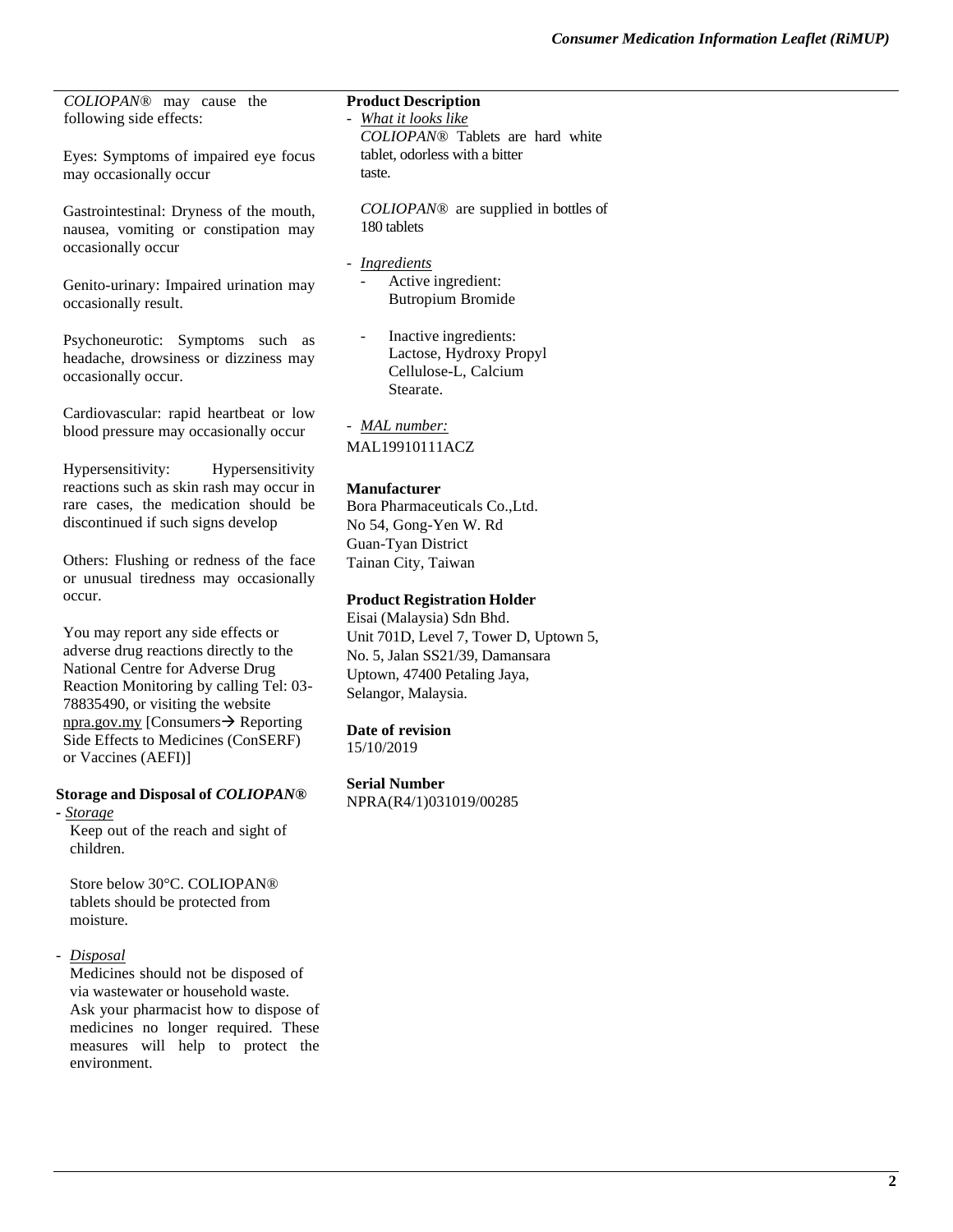*COLIOPAN®* may cause the following side effects:

Eyes: Symptoms of impaired eye focus may occasionally occur

Gastrointestinal: Dryness of the mouth, nausea, vomiting or constipation may occasionally occur

Genito-urinary: Impaired urination may occasionally result.

Psychoneurotic: Symptoms such as headache, drowsiness or dizziness may occasionally occur.

Cardiovascular: rapid heartbeat or low blood pressure may occasionally occur

Hypersensitivity: Hypersensitivity reactions such as skin rash may occur in rare cases, the medication should be discontinued if such signs develop

Others: Flushing or redness of the face or unusual tiredness may occasionally occur.

You may report any side effects or adverse drug reactions directly to the National Centre for Adverse Drug Reaction Monitoring by calling Tel: 03-78835490, or visiting the website npra.gov.my [Consumers→ Reporting Side Effects to Medicines (ConSERF) or Vaccines (AEFI)]

**Storage and Disposal of *COLIOPAN®***

- *Storage*

  Keep out of the reach and sight of children.

  Store below 30°C. COLIOPAN® tablets should be protected from moisture.

- *Disposal*

  Medicines should not be disposed of via wastewater or household waste. Ask your pharmacist how to dispose of medicines no longer required. These measures will help to protect the environment.

**Product Description**

- *What it looks like*

  *COLIOPAN®* Tablets are hard white tablet, odorless with a bitter taste.

  *COLIOPAN®* are supplied in bottles of 180 tablets

- *Ingredients*
  - Active ingredient:
    Butropium Bromide
  - Inactive ingredients:
    Lactose, Hydroxy Propyl Cellulose-L, Calcium Stearate.

- *MAL number:*

MAL19910111ACZ

**Manufacturer**

Bora Pharmaceuticals Co.,Ltd.
No 54, Gong-Yen W. Rd
Guan-Tyan District
Tainan City, Taiwan

**Product Registration Holder**

Eisai (Malaysia) Sdn Bhd.
Unit 701D, Level 7, Tower D, Uptown 5,
No. 5, Jalan SS21/39, Damansara
Uptown, 47400 Petaling Jaya,
Selangor, Malaysia.

**Date of revision**

15/10/2019

**Serial Number**

NPRA(R4/1)031019/00285